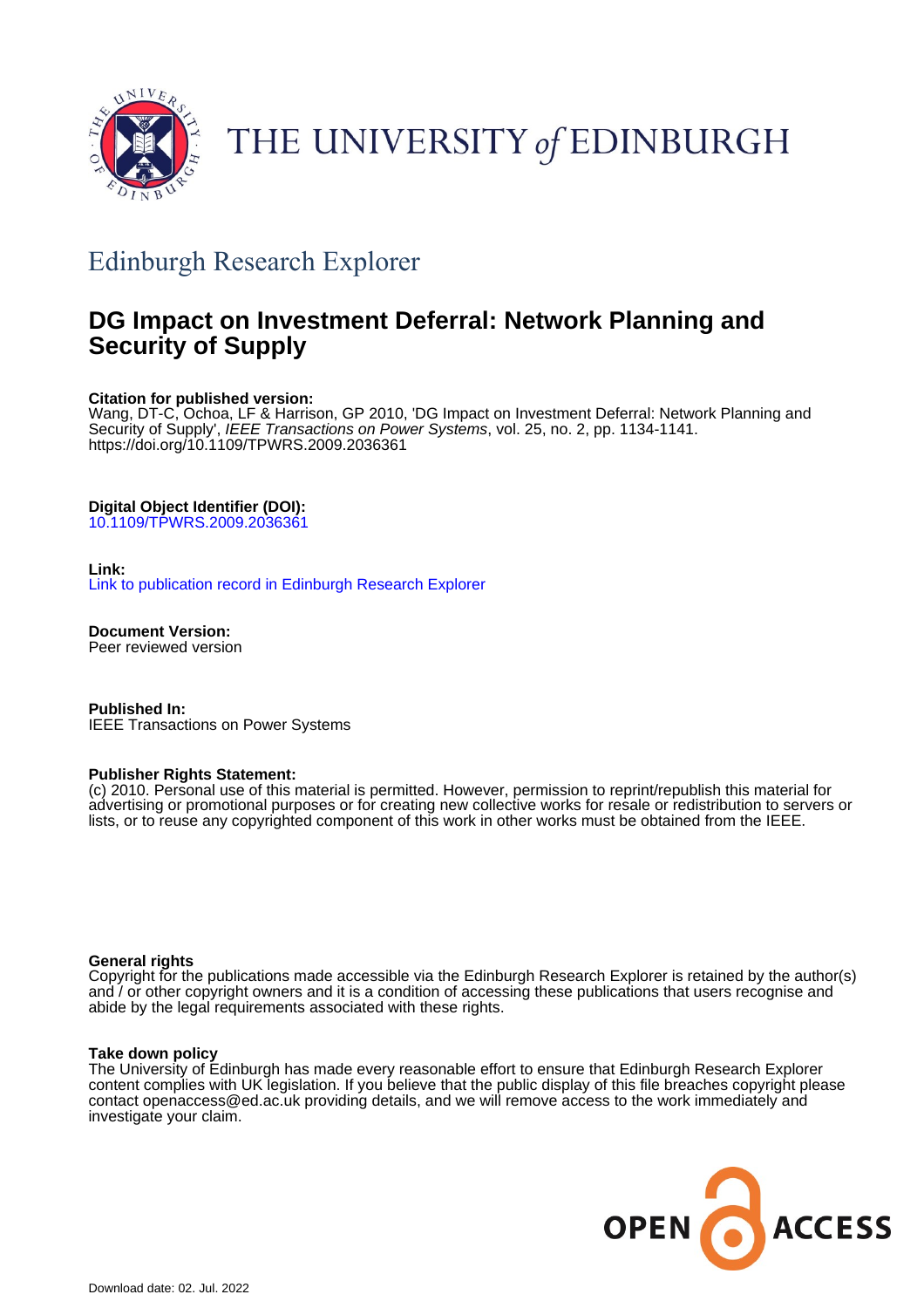THE UNIVERSITY *of* EDINBURGH

## Edinburgh Research Explorer

# DG Impact on Investment Deferral: Network Planning and Security of Supply

**Citation for published version:**
Wang, DT-C, Ochoa, LF & Harrison, GP 2010, 'DG Impact on Investment Deferral: Network Planning and Security of Supply', *IEEE Transactions on Power Systems*, vol. 25, no. 2, pp. 1134-1141. https://doi.org/10.1109/TPWRS.2009.2036361

**Digital Object Identifier (DOI):**
10.1109/TPWRS.2009.2036361

**Link:**
Link to publication record in Edinburgh Research Explorer

**Document Version:**
Peer reviewed version

**Published In:**
IEEE Transactions on Power Systems

**Publisher Rights Statement:**
(c) 2010. Personal use of this material is permitted. However, permission to reprint/republish this material for advertising or promotional purposes or for creating new collective works for resale or redistribution to servers or lists, or to reuse any copyrighted component of this work in other works must be obtained from the IEEE.

**General rights**
Copyright for the publications made accessible via the Edinburgh Research Explorer is retained by the author(s) and / or other copyright owners and it is a condition of accessing these publications that users recognise and abide by the legal requirements associated with these rights.

**Take down policy**
The University of Edinburgh has made every reasonable effort to ensure that Edinburgh Research Explorer content complies with UK legislation. If you believe that the public display of this file breaches copyright please contact openaccess@ed.ac.uk providing details, and we will remove access to the work immediately and investigate your claim.

OPEN ACCESS

Download date: 02. Jul. 2022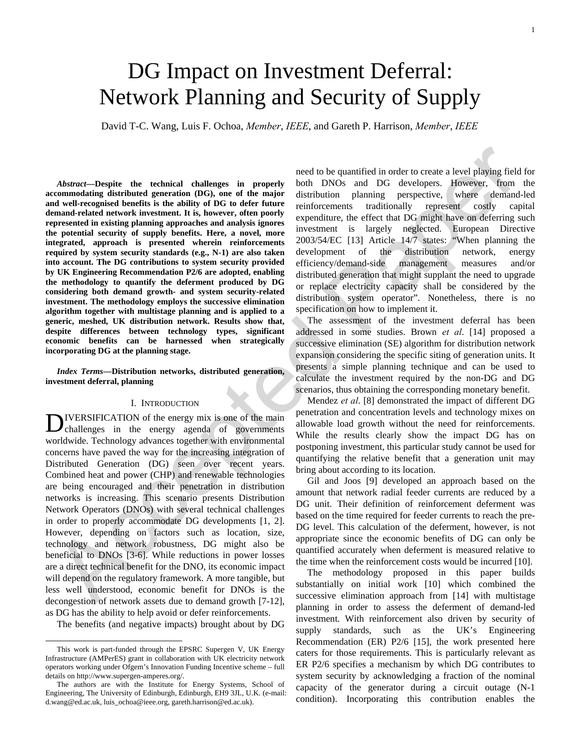# DG Impact on Investment Deferral: Network Planning and Security of Supply

David T-C. Wang, Luis F. Ochoa, *Member*, *IEEE*, and Gareth P. Harrison, *Member*, *IEEE*

***Abstract*—Despite the technical challenges in properly accommodating distributed generation (DG), one of the major and well-recognised benefits is the ability of DG to defer future demand-related network investment. It is, however, often poorly represented in existing planning approaches and analysis ignores the potential security of supply benefits. Here, a novel, more integrated, approach is presented wherein reinforcements required by system security standards (e.g., N-1) are also taken into account. The DG contributions to system security provided by UK Engineering Recommendation P2/6 are adopted, enabling the methodology to quantify the deferment produced by DG considering both demand growth- and system security-related investment. The methodology employs the successive elimination algorithm together with multistage planning and is applied to a generic, meshed, UK distribution network. Results show that, despite differences between technology types, significant economic benefits can be harnessed when strategically incorporating DG at the planning stage.**

***Index Terms*—Distribution networks, distributed generation, investment deferral, planning**

## I. Introduction

DIVERSIFICATION of the energy mix is one of the main challenges in the energy agenda of governments worldwide. Technology advances together with environmental concerns have paved the way for the increasing integration of Distributed Generation (DG) seen over recent years. Combined heat and power (CHP) and renewable technologies are being encouraged and their penetration in distribution networks is increasing. This scenario presents Distribution Network Operators (DNOs) with several technical challenges in order to properly accommodate DG developments [1, 2]. However, depending on factors such as location, size, technology and network robustness, DG might also be beneficial to DNOs [3-6]. While reductions in power losses are a direct technical benefit for the DNO, its economic impact will depend on the regulatory framework. A more tangible, but less well understood, economic benefit for DNOs is the decongestion of network assets due to demand growth [7-12], as DG has the ability to help avoid or defer reinforcements.

The benefits (and negative impacts) brought about by DG need to be quantified in order to create a level playing field for both DNOs and DG developers. However, from the distribution planning perspective, where demand-led reinforcements traditionally represent costly capital expenditure, the effect that DG might have on deferring such investment is largely neglected. European Directive 2003/54/EC [13] Article 14/7 states: "When planning the development of the distribution network, energy efficiency/demand-side management measures and/or distributed generation that might supplant the need to upgrade or replace electricity capacity shall be considered by the distribution system operator". Nonetheless, there is no specification on how to implement it.

The assessment of the investment deferral has been addressed in some studies. Brown *et al*. [14] proposed a successive elimination (SE) algorithm for distribution network expansion considering the specific siting of generation units. It presents a simple planning technique and can be used to calculate the investment required by the non-DG and DG scenarios, thus obtaining the corresponding monetary benefit.

Mendez *et al*. [8] demonstrated the impact of different DG penetration and concentration levels and technology mixes on allowable load growth without the need for reinforcements. While the results clearly show the impact DG has on postponing investment, this particular study cannot be used for quantifying the relative benefit that a generation unit may bring about according to its location.

Gil and Joos [9] developed an approach based on the amount that network radial feeder currents are reduced by a DG unit. Their definition of reinforcement deferment was based on the time required for feeder currents to reach the pre-DG level. This calculation of the deferment, however, is not appropriate since the economic benefits of DG can only be quantified accurately when deferment is measured relative to the time when the reinforcement costs would be incurred [10].

The methodology proposed in this paper builds substantially on initial work [10] which combined the successive elimination approach from [14] with multistage planning in order to assess the deferment of demand-led investment. With reinforcement also driven by security of supply standards, such as the UK's Engineering Recommendation (ER) P2/6 [15], the work presented here caters for those requirements. This is particularly relevant as ER P2/6 specifies a mechanism by which DG contributes to system security by acknowledging a fraction of the nominal capacity of the generator during a circuit outage (N-1 condition). Incorporating this contribution enables the

---

This work is part-funded through the EPSRC Supergen V, UK Energy Infrastructure (AMPerES) grant in collaboration with UK electricity network operators working under Ofgem's Innovation Funding Incentive scheme – full details on http://www.supergen-amperes.org/.

The authors are with the Institute for Energy Systems, School of Engineering, The University of Edinburgh, Edinburgh, EH9 3JL, U.K. (e-mail: d.wang@ed.ac.uk, luis_ochoa@ieee.org, gareth.harrison@ed.ac.uk).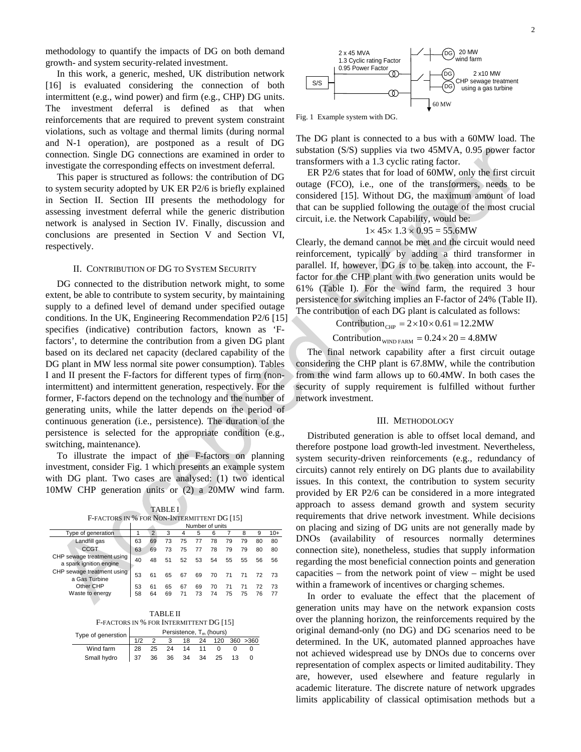methodology to quantify the impacts of DG on both demand growth- and system security-related investment.

In this work, a generic, meshed, UK distribution network [16] is evaluated considering the connection of both intermittent (e.g., wind power) and firm (e.g., CHP) DG units. The investment deferral is defined as that when reinforcements that are required to prevent system constraint violations, such as voltage and thermal limits (during normal and N-1 operation), are postponed as a result of DG connection. Single DG connections are examined in order to investigate the corresponding effects on investment deferral.

This paper is structured as follows: the contribution of DG to system security adopted by UK ER P2/6 is briefly explained in Section II. Section III presents the methodology for assessing investment deferral while the generic distribution network is analysed in Section IV. Finally, discussion and conclusions are presented in Section V and Section VI, respectively.

## II. Contribution of DG to System Security

DG connected to the distribution network might, to some extent, be able to contribute to system security, by maintaining supply to a defined level of demand under specified outage conditions. In the UK, Engineering Recommendation P2/6 [15] specifies (indicative) contribution factors, known as 'F-factors', to determine the contribution from a given DG plant based on its declared net capacity (declared capability of the DG plant in MW less normal site power consumption). Tables I and II present the F-factors for different types of firm (non-intermittent) and intermittent generation, respectively. For the former, F-factors depend on the technology and the number of generating units, while the latter depends on the period of continuous generation (i.e., persistence). The duration of the persistence is selected for the appropriate condition (e.g., switching, maintenance).

To illustrate the impact of the F-factors on planning investment, consider Fig. 1 which presents an example system with DG plant. Two cases are analysed: (1) two identical 10MW CHP generation units or (2) a 20MW wind farm.

TABLE I
F-Factors in % for Non-Intermittent DG [15]

| Type of generation | Number of units 1 | 2 | 3 | 4 | 5 | 6 | 7 | 8 | 9 | 10+ |
|---|---|---|---|---|---|---|---|---|---|---|
| Landfill gas | 63 | 69 | 73 | 75 | 77 | 78 | 79 | 79 | 80 | 80 |
| CCGT | 63 | 69 | 73 | 75 | 77 | 78 | 79 | 79 | 80 | 80 |
| CHP sewage treatment using a spark ignition engine | 40 | 48 | 51 | 52 | 53 | 54 | 55 | 55 | 56 | 56 |
| CHP sewage treatment using a Gas Turbine | 53 | 61 | 65 | 67 | 69 | 70 | 71 | 71 | 72 | 73 |
| Other CHP | 53 | 61 | 65 | 67 | 69 | 70 | 71 | 71 | 72 | 73 |
| Waste to energy | 58 | 64 | 69 | 71 | 73 | 74 | 75 | 75 | 76 | 77 |

TABLE II
F-Factors in % for Intermittent DG [15]

| Type of generstion | Persistence, $T_m$ (hours) 1/2 | 2 | 3 | 18 | 24 | 120 | 360 | >360 |
|---|---|---|---|---|---|---|---|---|
| Wind farm | 28 | 25 | 24 | 14 | 11 | 0 | 0 | 0 |
| Small hydro | 37 | 36 | 36 | 34 | 34 | 25 | 13 | 0 |

Fig. 1 Example system with DG.

The DG plant is connected to a bus with a 60MW load. The substation (S/S) supplies via two 45MVA, 0.95 power factor transformers with a 1.3 cyclic rating factor.

ER P2/6 states that for load of 60MW, only the first circuit outage (FCO), i.e., one of the transformers, needs to be considered [15]. Without DG, the maximum amount of load that can be supplied following the outage of the most crucial circuit, i.e. the Network Capability, would be:

$$1\times 45\times 1.3\times 0.95 = 55.6\text{MW}$$

Clearly, the demand cannot be met and the circuit would need reinforcement, typically by adding a third transformer in parallel. If, however, DG is to be taken into account, the F-factor for the CHP plant with two generation units would be 61% (Table I). For the wind farm, the required 3 hour persistence for switching implies an F-factor of 24% (Table II). The contribution of each DG plant is calculated as follows:

$$\text{Contribution}_{\text{CHP}} = 2\times 10\times 0.61 = 12.2\text{MW}$$

$$\text{Contribution}_{\text{WIND FARM}} = 0.24\times 20 = 4.8\text{MW}$$

The final network capability after a first circuit outage considering the CHP plant is 67.8MW, while the contribution from the wind farm allows up to 60.4MW. In both cases the security of supply requirement is fulfilled without further network investment.

## III. Methodology

Distributed generation is able to offset local demand, and therefore postpone load growth-led investment. Nevertheless, system security-driven reinforcements (e.g., redundancy of circuits) cannot rely entirely on DG plants due to availability issues. In this context, the contribution to system security provided by ER P2/6 can be considered in a more integrated approach to assess demand growth and system security requirements that drive network investment. While decisions on placing and sizing of DG units are not generally made by DNOs (availability of resources normally determines connection site), nonetheless, studies that supply information regarding the most beneficial connection points and generation capacities – from the network point of view – might be used within a framework of incentives or charging schemes.

In order to evaluate the effect that the placement of generation units may have on the network expansion costs over the planning horizon, the reinforcements required by the original demand-only (no DG) and DG scenarios need to be determined. In the UK, automated planned approaches have not achieved widespread use by DNOs due to concerns over representation of complex aspects or limited auditability. They are, however, used elsewhere and feature regularly in academic literature. The discrete nature of network upgrades limits applicability of classical optimisation methods but a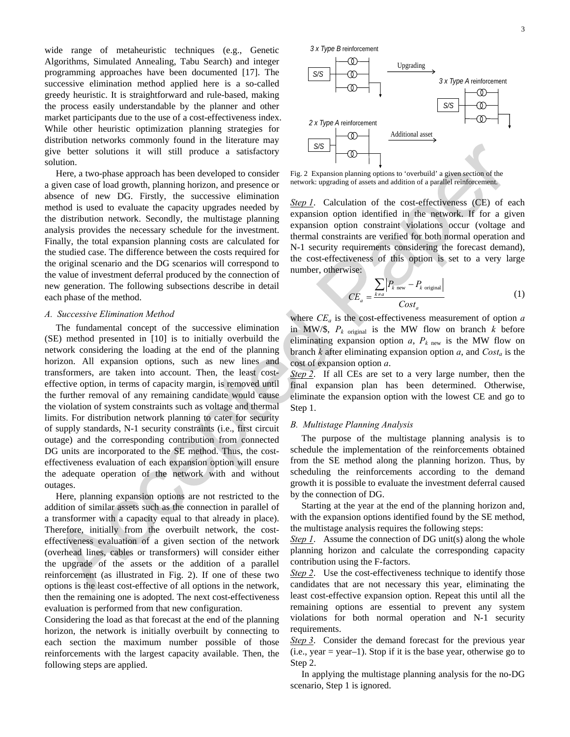wide range of metaheuristic techniques (e.g., Genetic Algorithms, Simulated Annealing, Tabu Search) and integer programming approaches have been documented [17]. The successive elimination method applied here is a so-called greedy heuristic. It is straightforward and rule-based, making the process easily understandable by the planner and other market participants due to the use of a cost-effectiveness index. While other heuristic optimization planning strategies for distribution networks commonly found in the literature may give better solutions it will still produce a satisfactory solution.

Here, a two-phase approach has been developed to consider a given case of load growth, planning horizon, and presence or absence of new DG. Firstly, the successive elimination method is used to evaluate the capacity upgrades needed by the distribution network. Secondly, the multistage planning analysis provides the necessary schedule for the investment. Finally, the total expansion planning costs are calculated for the studied case. The difference between the costs required for the original scenario and the DG scenarios will correspond to the value of investment deferral produced by the connection of new generation. The following subsections describe in detail each phase of the method.

### *A. Successive Elimination Method*

The fundamental concept of the successive elimination (SE) method presented in [10] is to initially overbuild the network considering the loading at the end of the planning horizon. All expansion options, such as new lines and transformers, are taken into account. Then, the least cost-effective option, in terms of capacity margin, is removed until the further removal of any remaining candidate would cause the violation of system constraints such as voltage and thermal limits. For distribution network planning to cater for security of supply standards, N-1 security constraints (i.e., first circuit outage) and the corresponding contribution from connected DG units are incorporated to the SE method. Thus, the cost-effectiveness evaluation of each expansion option will ensure the adequate operation of the network with and without outages.

Here, planning expansion options are not restricted to the addition of similar assets such as the connection in parallel of a transformer with a capacity equal to that already in place). Therefore, initially from the overbuilt network, the cost-effectiveness evaluation of a given section of the network (overhead lines, cables or transformers) will consider either the upgrade of the assets or the addition of a parallel reinforcement (as illustrated in Fig. 2). If one of these two options is the least cost-effective of all options in the network, then the remaining one is adopted. The next cost-effectiveness evaluation is performed from that new configuration.

Considering the load as that forecast at the end of the planning horizon, the network is initially overbuilt by connecting to each section the maximum number possible of those reinforcements with the largest capacity available. Then, the following steps are applied.

Fig. 2 Expansion planning options to 'overbuild' a given section of the network: upgrading of assets and addition of a parallel reinforcement.

*Step 1*. Calculation of the cost-effectiveness (CE) of each expansion option identified in the network. If for a given expansion option constraint violations occur (voltage and thermal constraints are verified for both normal operation and N-1 security requirements considering the forecast demand), the cost-effectiveness of this option is set to a very large number, otherwise:

$$CE_a = \frac{\sum_{k \neq a} \left| P_{k\ \text{new}} - P_{k\ \text{original}} \right|}{Cost_a} \tag{1}$$

where $CE_a$ is the cost-effectiveness measurement of option $a$ in MW/\$, $P_{k\ \text{original}}$ is the MW flow on branch $k$ before eliminating expansion option $a$, $P_{k\ \text{new}}$ is the MW flow on branch $k$ after eliminating expansion option $a$, and $Cost_a$ is the cost of expansion option $a$.

*Step 2*. If all CEs are set to a very large number, then the final expansion plan has been determined. Otherwise, eliminate the expansion option with the lowest CE and go to Step 1.

### *B. Multistage Planning Analysis*

The purpose of the multistage planning analysis is to schedule the implementation of the reinforcements obtained from the SE method along the planning horizon. Thus, by scheduling the reinforcements according to the demand growth it is possible to evaluate the investment deferral caused by the connection of DG.

Starting at the year at the end of the planning horizon and, with the expansion options identified found by the SE method, the multistage analysis requires the following steps:

*Step 1*. Assume the connection of DG unit(s) along the whole planning horizon and calculate the corresponding capacity contribution using the F-factors.

*Step 2*. Use the cost-effectiveness technique to identify those candidates that are not necessary this year, eliminating the least cost-effective expansion option. Repeat this until all the remaining options are essential to prevent any system violations for both normal operation and N-1 security requirements.

*Step 3*. Consider the demand forecast for the previous year (i.e., year = year–1). Stop if it is the base year, otherwise go to Step 2.

In applying the multistage planning analysis for the no-DG scenario, Step 1 is ignored.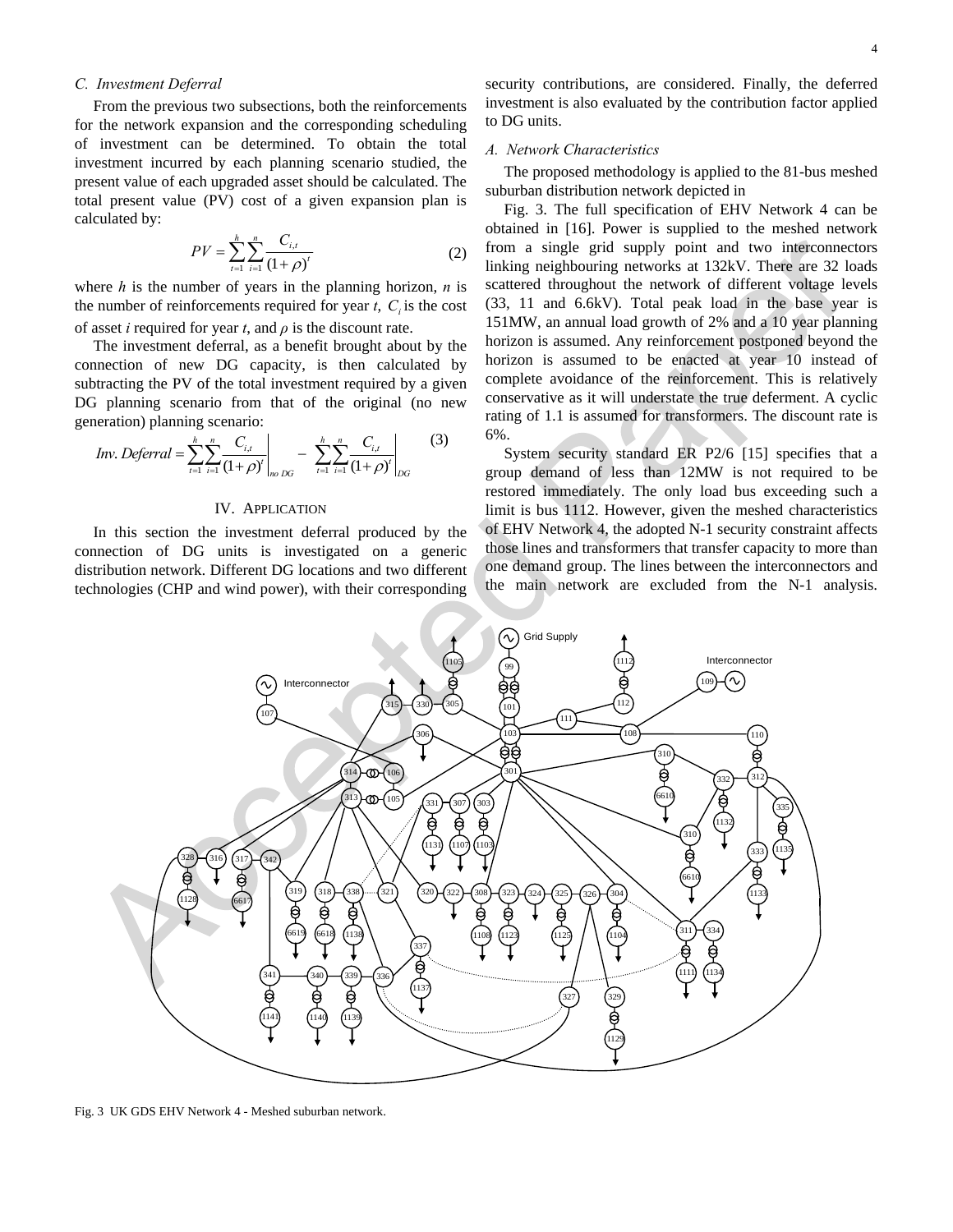### C. Investment Deferral

From the previous two subsections, both the reinforcements for the network expansion and the corresponding scheduling of investment can be determined. To obtain the total investment incurred by each planning scenario studied, the present value of each upgraded asset should be calculated. The total present value (PV) cost of a given expansion plan is calculated by:

$$PV = \sum_{t=1}^{h}\sum_{i=1}^{n}\frac{C_{i,t}}{(1+\rho)^{t}} \tag{2}$$

where $h$ is the number of years in the planning horizon, $n$ is the number of reinforcements required for year $t$, $C_i$ is the cost of asset $i$ required for year $t$, and $\rho$ is the discount rate.

The investment deferral, as a benefit brought about by the connection of new DG capacity, is then calculated by subtracting the PV of the total investment required by a given DG planning scenario from that of the original (no new generation) planning scenario:

$$Inv.\,Deferral = \left.\sum_{t=1}^{h}\sum_{i=1}^{n}\frac{C_{i,t}}{(1+\rho)^{t}}\right|_{no\,DG} - \left.\sum_{t=1}^{h}\sum_{i=1}^{n}\frac{C_{i,t}}{(1+\rho)^{t}}\right|_{DG} \tag{3}$$

## IV. Application

In this section the investment deferral produced by the connection of DG units is investigated on a generic distribution network. Different DG locations and two different technologies (CHP and wind power), with their corresponding security contributions, are considered. Finally, the deferred investment is also evaluated by the contribution factor applied to DG units.

### A. Network Characteristics

The proposed methodology is applied to the 81-bus meshed suburban distribution network depicted in

Fig. 3. The full specification of EHV Network 4 can be obtained in [16]. Power is supplied to the meshed network from a single grid supply point and two interconnectors linking neighbouring networks at 132kV. There are 32 loads scattered throughout the network of different voltage levels (33, 11 and 6.6kV). Total peak load in the base year is 151MW, an annual load growth of 2% and a 10 year planning horizon is assumed. Any reinforcement postponed beyond the horizon is assumed to be enacted at year 10 instead of complete avoidance of the reinforcement. This is relatively conservative as it will understate the true deferment. A cyclic rating of 1.1 is assumed for transformers. The discount rate is 6%.

System security standard ER P2/6 [15] specifies that a group demand of less than 12MW is not required to be restored immediately. The only load bus exceeding such a limit is bus 1112. However, given the meshed characteristics of EHV Network 4, the adopted N-1 security constraint affects those lines and transformers that transfer capacity to more than one demand group. The lines between the interconnectors and the main network are excluded from the N-1 analysis.

Fig. 3 UK GDS EHV Network 4 - Meshed suburban network.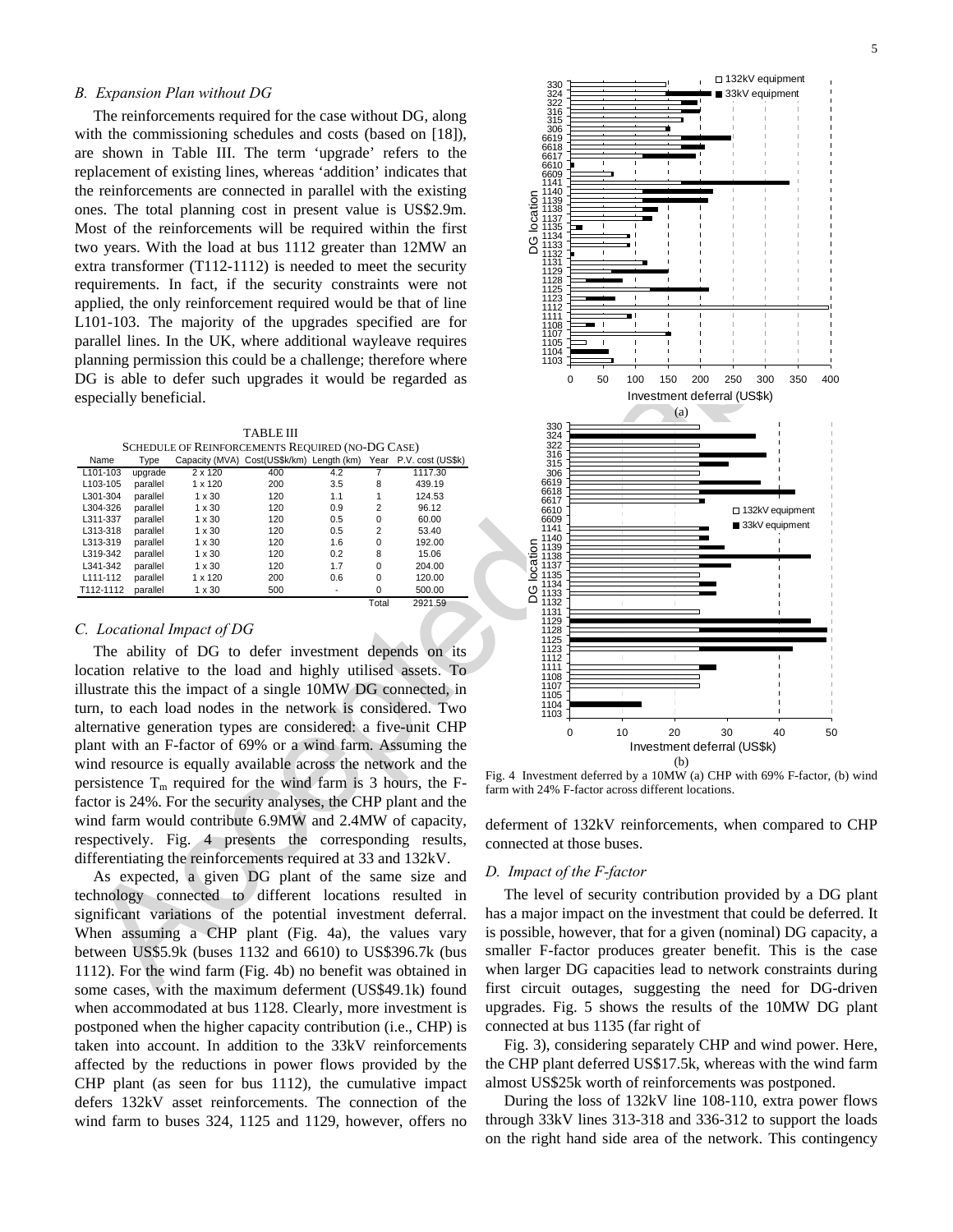### B. Expansion Plan without DG

The reinforcements required for the case without DG, along with the commissioning schedules and costs (based on [18]), are shown in Table III. The term 'upgrade' refers to the replacement of existing lines, whereas 'addition' indicates that the reinforcements are connected in parallel with the existing ones. The total planning cost in present value is US$2.9m. Most of the reinforcements will be required within the first two years. With the load at bus 1112 greater than 12MW an extra transformer (T112-1112) is needed to meet the security requirements. In fact, if the security constraints were not applied, the only reinforcement required would be that of line L101-103. The majority of the upgrades specified are for parallel lines. In the UK, where additional wayleave requires planning permission this could be a challenge; therefore where DG is able to defer such upgrades it would be regarded as especially beneficial.

TABLE III
SCHEDULE OF REINFORCEMENTS REQUIRED (NO-DG CASE)

| Name | Type | Capacity (MVA) | Cost(US$k/km) | Length (km) | Year | P.V. cost (US$k) |
|---|---|---|---|---|---|---|
| L101-103 | upgrade | 2 x 120 | 400 | 4.2 | 7 | 1117.30 |
| L103-105 | parallel | 1 x 120 | 200 | 3.5 | 8 | 439.19 |
| L301-304 | parallel | 1 x 30 | 120 | 1.1 | 1 | 124.53 |
| L304-326 | parallel | 1 x 30 | 120 | 0.9 | 2 | 96.12 |
| L311-337 | parallel | 1 x 30 | 120 | 0.5 | 0 | 60.00 |
| L313-318 | parallel | 1 x 30 | 120 | 0.5 | 2 | 53.40 |
| L313-319 | parallel | 1 x 30 | 120 | 1.6 | 0 | 192.00 |
| L319-342 | parallel | 1 x 30 | 120 | 0.2 | 8 | 15.06 |
| L341-342 | parallel | 1 x 30 | 120 | 1.7 | 0 | 204.00 |
| L111-112 | parallel | 1 x 120 | 200 | 0.6 | 0 | 120.00 |
| T112-1112 | parallel | 1 x 30 | 500 | - | 0 | 500.00 |
| | | | | | Total | 2921.59 |

### C. Locational Impact of DG

The ability of DG to defer investment depends on its location relative to the load and highly utilised assets. To illustrate this the impact of a single 10MW DG connected, in turn, to each load nodes in the network is considered. Two alternative generation types are considered: a five-unit CHP plant with an F-factor of 69% or a wind farm. Assuming the wind resource is equally available across the network and the persistence $T_m$ required for the wind farm is 3 hours, the F-factor is 24%. For the security analyses, the CHP plant and the wind farm would contribute 6.9MW and 2.4MW of capacity, respectively. Fig. 4 presents the corresponding results, differentiating the reinforcements required at 33 and 132kV.

As expected, a given DG plant of the same size and technology connected to different locations resulted in significant variations of the potential investment deferral. When assuming a CHP plant (Fig. 4a), the values vary between US$5.9k (buses 1132 and 6610) to US$396.7k (bus 1112). For the wind farm (Fig. 4b) no benefit was obtained in some cases, with the maximum deferment (US$49.1k) found when accommodated at bus 1128. Clearly, more investment is postponed when the higher capacity contribution (i.e., CHP) is taken into account. In addition to the 33kV reinforcements affected by the reductions in power flows provided by the CHP plant (as seen for bus 1112), the cumulative impact defers 132kV asset reinforcements. The connection of the wind farm to buses 324, 1125 and 1129, however, offers no deferment of 132kV reinforcements, when compared to CHP connected at those buses.

Fig. 4 Investment deferred by a 10MW (a) CHP with 69% F-factor, (b) wind farm with 24% F-factor across different locations.

### D. Impact of the F-factor

The level of security contribution provided by a DG plant has a major impact on the investment that could be deferred. It is possible, however, that for a given (nominal) DG capacity, a smaller F-factor produces greater benefit. This is the case when larger DG capacities lead to network constraints during first circuit outages, suggesting the need for DG-driven upgrades. Fig. 5 shows the results of the 10MW DG plant connected at bus 1135 (far right of Fig. 3), considering separately CHP and wind power. Here, the CHP plant deferred US$17.5k, whereas with the wind farm almost US$25k worth of reinforcements was postponed.

During the loss of 132kV line 108-110, extra power flows through 33kV lines 313-318 and 336-312 to support the loads on the right hand side area of the network. This contingency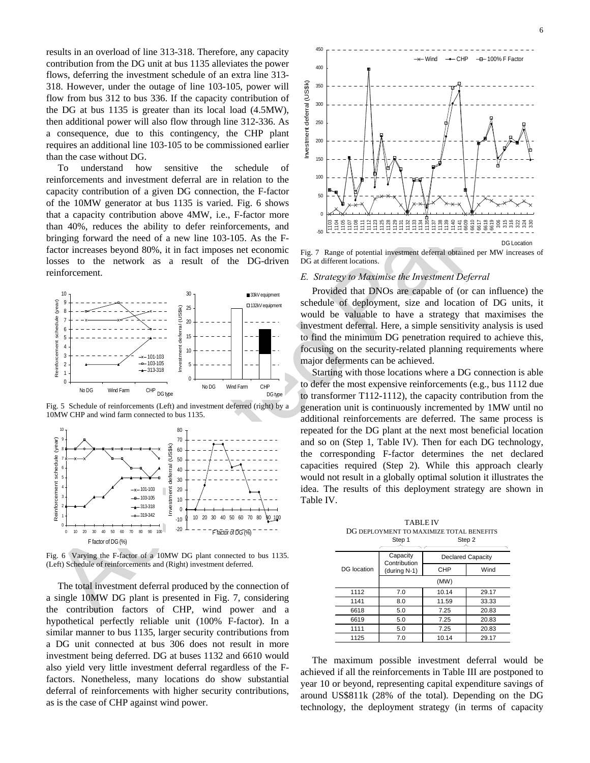results in an overload of line 313-318. Therefore, any capacity contribution from the DG unit at bus 1135 alleviates the power flows, deferring the investment schedule of an extra line 313-318. However, under the outage of line 103-105, power will flow from bus 312 to bus 336. If the capacity contribution of the DG at bus 1135 is greater than its local load (4.5MW), then additional power will also flow through line 312-336. As a consequence, due to this contingency, the CHP plant requires an additional line 103-105 to be commissioned earlier than the case without DG.

To understand how sensitive the schedule of reinforcements and investment deferral are in relation to the capacity contribution of a given DG connection, the F-factor of the 10MW generator at bus 1135 is varied. Fig. 6 shows that a capacity contribution above 4MW, i.e., F-factor more than 40%, reduces the ability to defer reinforcements, and bringing forward the need of a new line 103-105. As the F-factor increases beyond 80%, it in fact imposes net economic losses to the network as a result of the DG-driven reinforcement.

Fig. 5 Schedule of reinforcements (Left) and investment deferred (right) by a 10MW CHP and wind farm connected to bus 1135.

Fig. 6 Varying the F-factor of a 10MW DG plant connected to bus 1135. (Left) Schedule of reinforcements and (Right) investment deferred.

The total investment deferral produced by the connection of a single 10MW DG plant is presented in Fig. 7, considering the contribution factors of CHP, wind power and a hypothetical perfectly reliable unit (100% F-factor). In a similar manner to bus 1135, larger security contributions from a DG unit connected at bus 306 does not result in more investment being deferred. DG at buses 1132 and 6610 would also yield very little investment deferral regardless of the F-factors. Nonetheless, many locations do show substantial deferral of reinforcements with higher security contributions, as is the case of CHP against wind power.

Fig. 7 Range of potential investment deferral obtained per MW increases of DG at different locations.

## *E. Strategy to Maximise the Investment Deferral*

Provided that DNOs are capable of (or can influence) the schedule of deployment, size and location of DG units, it would be valuable to have a strategy that maximises the investment deferral. Here, a simple sensitivity analysis is used to find the minimum DG penetration required to achieve this, focusing on the security-related planning requirements where major deferments can be achieved.

Starting with those locations where a DG connection is able to defer the most expensive reinforcements (e.g., bus 1112 due to transformer T112-1112), the capacity contribution from the generation unit is continuously incremented by 1MW until no additional reinforcements are deferred. The same process is repeated for the DG plant at the next most beneficial location and so on (Step 1, Table IV). Then for each DG technology, the corresponding F-factor determines the net declared capacities required (Step 2). While this approach clearly would not result in a globally optimal solution it illustrates the idea. The results of this deployment strategy are shown in Table IV.

TABLE IV
DG DEPLOYMENT TO MAXIMIZE TOTAL BENEFITS

| | Step 1 | Step 2 | |
|---|---|---|---|
| DG location | Capacity Contribution (during N-1) | Declared Capacity | |
| | | CHP | Wind |
| | (MW) | | |
| 1112 | 7.0 | 10.14 | 29.17 |
| 1141 | 8.0 | 11.59 | 33.33 |
| 6618 | 5.0 | 7.25 | 20.83 |
| 6619 | 5.0 | 7.25 | 20.83 |
| 1111 | 5.0 | 7.25 | 20.83 |
| 1125 | 7.0 | 10.14 | 29.17 |

The maximum possible investment deferral would be achieved if all the reinforcements in Table III are postponed to year 10 or beyond, representing capital expenditure savings of around US$811k (28% of the total). Depending on the DG technology, the deployment strategy (in terms of capacity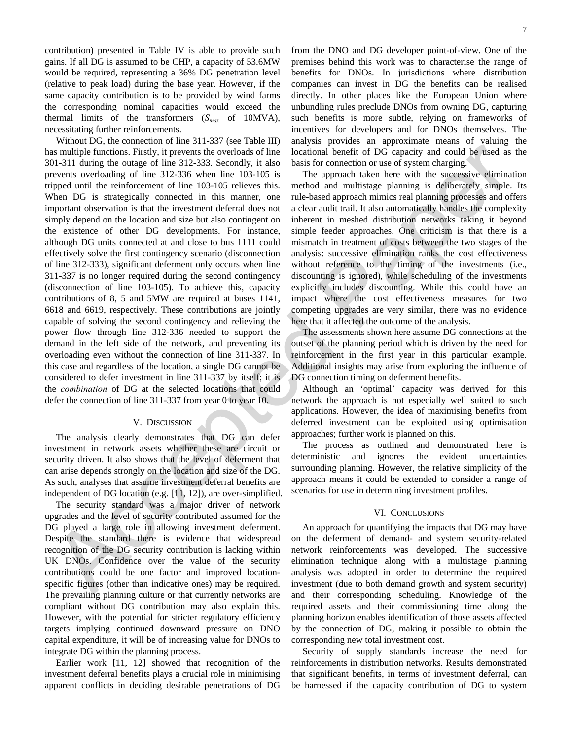contribution) presented in Table IV is able to provide such gains. If all DG is assumed to be CHP, a capacity of 53.6MW would be required, representing a 36% DG penetration level (relative to peak load) during the base year. However, if the same capacity contribution is to be provided by wind farms the corresponding nominal capacities would exceed the thermal limits of the transformers ($S_{max}$ of 10MVA), necessitating further reinforcements.

Without DG, the connection of line 311-337 (see Table III) has multiple functions. Firstly, it prevents the overloads of line 301-311 during the outage of line 312-333. Secondly, it also prevents overloading of line 312-336 when line 103-105 is tripped until the reinforcement of line 103-105 relieves this. When DG is strategically connected in this manner, one important observation is that the investment deferral does not simply depend on the location and size but also contingent on the existence of other DG developments. For instance, although DG units connected at and close to bus 1111 could effectively solve the first contingency scenario (disconnection of line 312-333), significant deferment only occurs when line 311-337 is no longer required during the second contingency (disconnection of line 103-105). To achieve this, capacity contributions of 8, 5 and 5MW are required at buses 1141, 6618 and 6619, respectively. These contributions are jointly capable of solving the second contingency and relieving the power flow through line 312-336 needed to support the demand in the left side of the network, and preventing its overloading even without the connection of line 311-337. In this case and regardless of the location, a single DG cannot be considered to defer investment in line 311-337 by itself; it is the *combination* of DG at the selected locations that could defer the connection of line 311-337 from year 0 to year 10.

## V. Discussion

The analysis clearly demonstrates that DG can defer investment in network assets whether these are circuit or security driven. It also shows that the level of deferment that can arise depends strongly on the location and size of the DG. As such, analyses that assume investment deferral benefits are independent of DG location (e.g. [11, 12]), are over-simplified.

The security standard was a major driver of network upgrades and the level of security contributed assumed for the DG played a large role in allowing investment deferment. Despite the standard there is evidence that widespread recognition of the DG security contribution is lacking within UK DNOs. Confidence over the value of the security contributions could be one factor and improved location-specific figures (other than indicative ones) may be required. The prevailing planning culture or that currently networks are compliant without DG contribution may also explain this. However, with the potential for stricter regulatory efficiency targets implying continued downward pressure on DNO capital expenditure, it will be of increasing value for DNOs to integrate DG within the planning process.

Earlier work [11, 12] showed that recognition of the investment deferral benefits plays a crucial role in minimising apparent conflicts in deciding desirable penetrations of DG from the DNO and DG developer point-of-view. One of the premises behind this work was to characterise the range of benefits for DNOs. In jurisdictions where distribution companies can invest in DG the benefits can be realised directly. In other places like the European Union where unbundling rules preclude DNOs from owning DG, capturing such benefits is more subtle, relying on frameworks of incentives for developers and for DNOs themselves. The analysis provides an approximate means of valuing the locational benefit of DG capacity and could be used as the basis for connection or use of system charging.

The approach taken here with the successive elimination method and multistage planning is deliberately simple. Its rule-based approach mimics real planning processes and offers a clear audit trail. It also automatically handles the complexity inherent in meshed distribution networks taking it beyond simple feeder approaches. One criticism is that there is a mismatch in treatment of costs between the two stages of the analysis: successive elimination ranks the cost effectiveness without reference to the timing of the investments (i.e., discounting is ignored), while scheduling of the investments explicitly includes discounting. While this could have an impact where the cost effectiveness measures for two competing upgrades are very similar, there was no evidence here that it affected the outcome of the analysis.

The assessments shown here assume DG connections at the outset of the planning period which is driven by the need for reinforcement in the first year in this particular example. Additional insights may arise from exploring the influence of DG connection timing on deferment benefits.

Although an 'optimal' capacity was derived for this network the approach is not especially well suited to such applications. However, the idea of maximising benefits from deferred investment can be exploited using optimisation approaches; further work is planned on this.

The process as outlined and demonstrated here is deterministic and ignores the evident uncertainties surrounding planning. However, the relative simplicity of the approach means it could be extended to consider a range of scenarios for use in determining investment profiles.

## VI. Conclusions

An approach for quantifying the impacts that DG may have on the deferment of demand- and system security-related network reinforcements was developed. The successive elimination technique along with a multistage planning analysis was adopted in order to determine the required investment (due to both demand growth and system security) and their corresponding scheduling. Knowledge of the required assets and their commissioning time along the planning horizon enables identification of those assets affected by the connection of DG, making it possible to obtain the corresponding new total investment cost.

Security of supply standards increase the need for reinforcements in distribution networks. Results demonstrated that significant benefits, in terms of investment deferral, can be harnessed if the capacity contribution of DG to system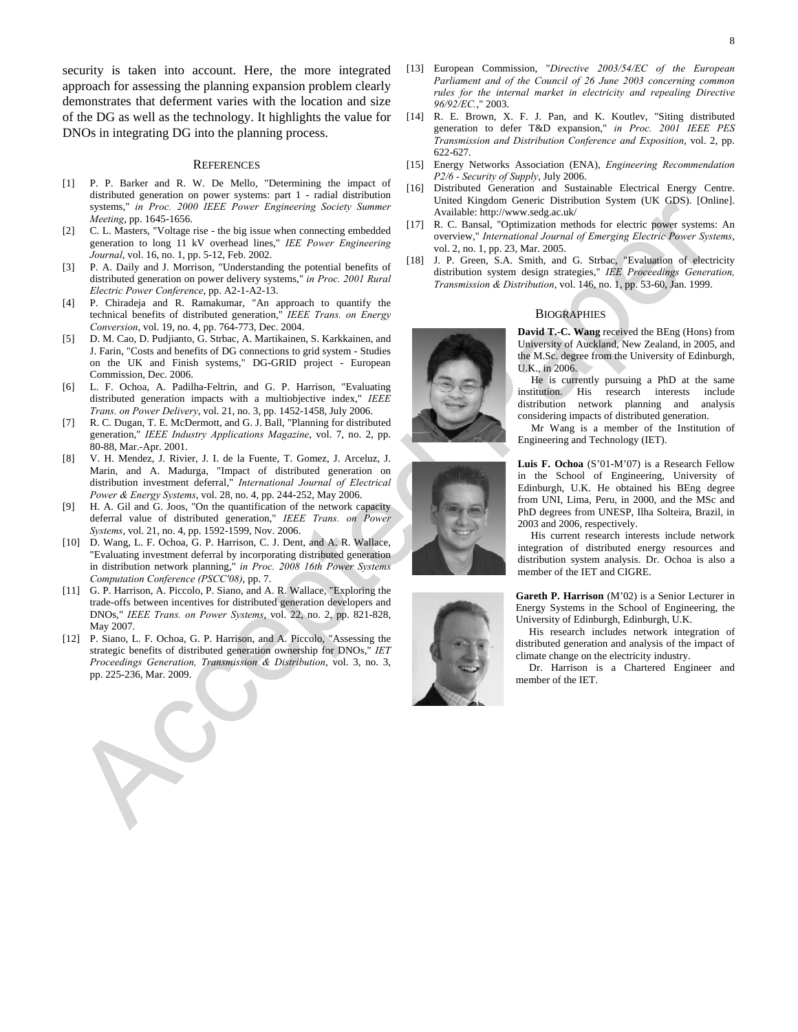security is taken into account. Here, the more integrated approach for assessing the planning expansion problem clearly demonstrates that deferment varies with the location and size of the DG as well as the technology. It highlights the value for DNOs in integrating DG into the planning process.

## References

[1] P. P. Barker and R. W. De Mello, "Determining the impact of distributed generation on power systems: part 1 - radial distribution systems," *in Proc. 2000 IEEE Power Engineering Society Summer Meeting*, pp. 1645-1656.

[2] C. L. Masters, "Voltage rise - the big issue when connecting embedded generation to long 11 kV overhead lines," *IEE Power Engineering Journal*, vol. 16, no. 1, pp. 5-12, Feb. 2002.

[3] P. A. Daily and J. Morrison, "Understanding the potential benefits of distributed generation on power delivery systems," *in Proc. 2001 Rural Electric Power Conference*, pp. A2-1-A2-13.

[4] P. Chiradeja and R. Ramakumar, "An approach to quantify the technical benefits of distributed generation," *IEEE Trans. on Energy Conversion*, vol. 19, no. 4, pp. 764-773, Dec. 2004.

[5] D. M. Cao, D. Pudjianto, G. Strbac, A. Martikainen, S. Karkkainen, and J. Farin, "Costs and benefits of DG connections to grid system - Studies on the UK and Finish systems," DG-GRID project - European Commission, Dec. 2006.

[6] L. F. Ochoa, A. Padilha-Feltrin, and G. P. Harrison, "Evaluating distributed generation impacts with a multiobjective index," *IEEE Trans. on Power Delivery*, vol. 21, no. 3, pp. 1452-1458, July 2006.

[7] R. C. Dugan, T. E. McDermott, and G. J. Ball, "Planning for distributed generation," *IEEE Industry Applications Magazine*, vol. 7, no. 2, pp. 80-88, Mar.-Apr. 2001.

[8] V. H. Mendez, J. Rivier, J. I. de la Fuente, T. Gomez, J. Arceluz, J. Marin, and A. Madurga, "Impact of distributed generation on distribution investment deferral," *International Journal of Electrical Power & Energy Systems*, vol. 28, no. 4, pp. 244-252, May 2006.

[9] H. A. Gil and G. Joos, "On the quantification of the network capacity deferral value of distributed generation," *IEEE Trans. on Power Systems*, vol. 21, no. 4, pp. 1592-1599, Nov. 2006.

[10] D. Wang, L. F. Ochoa, G. P. Harrison, C. J. Dent, and A. R. Wallace, "Evaluating investment deferral by incorporating distributed generation in distribution network planning," *in Proc. 2008 16th Power Systems Computation Conference (PSCC'08)*, pp. 7.

[11] G. P. Harrison, A. Piccolo, P. Siano, and A. R. Wallace, "Exploring the trade-offs between incentives for distributed generation developers and DNOs," *IEEE Trans. on Power Systems*, vol. 22, no. 2, pp. 821-828, May 2007.

[12] P. Siano, L. F. Ochoa, G. P. Harrison, and A. Piccolo, "Assessing the strategic benefits of distributed generation ownership for DNOs," *IET Proceedings Generation, Transmission & Distribution*, vol. 3, no. 3, pp. 225-236, Mar. 2009.

[13] European Commission, "*Directive 2003/54/EC of the European Parliament and of the Council of 26 June 2003 concerning common rules for the internal market in electricity and repealing Directive 96/92/EC.*," 2003.

[14] R. E. Brown, X. F. J. Pan, and K. Koutlev, "Siting distributed generation to defer T&D expansion," *in Proc. 2001 IEEE PES Transmission and Distribution Conference and Exposition*, vol. 2, pp. 622-627.

[15] Energy Networks Association (ENA), *Engineering Recommendation P2/6 - Security of Supply*, July 2006.

[16] Distributed Generation and Sustainable Electrical Energy Centre. United Kingdom Generic Distribution System (UK GDS). [Online]. Available: http://www.sedg.ac.uk/

[17] R. C. Bansal, "Optimization methods for electric power systems: An overview," *International Journal of Emerging Electric Power Systems*, vol. 2, no. 1, pp. 23, Mar. 2005.

[18] J. P. Green, S.A. Smith, and G. Strbac, "Evaluation of electricity distribution system design strategies," *IEE Proceedings Generation, Transmission & Distribution*, vol. 146, no. 1, pp. 53-60, Jan. 1999.

## Biographies

**David T.-C. Wang** received the BEng (Hons) from University of Auckland, New Zealand, in 2005, and the M.Sc. degree from the University of Edinburgh, U.K., in 2006.

He is currently pursuing a PhD at the same institution. His research interests include distribution network planning and analysis considering impacts of distributed generation.

Mr Wang is a member of the Institution of Engineering and Technology (IET).

**Luis F. Ochoa** (S'01-M'07) is a Research Fellow in the School of Engineering, University of Edinburgh, U.K. He obtained his BEng degree from UNI, Lima, Peru, in 2000, and the MSc and PhD degrees from UNESP, Ilha Solteira, Brazil, in 2003 and 2006, respectively.

His current research interests include network integration of distributed energy resources and distribution system analysis. Dr. Ochoa is also a member of the IET and CIGRE.

**Gareth P. Harrison** (M'02) is a Senior Lecturer in Energy Systems in the School of Engineering, the University of Edinburgh, Edinburgh, U.K.

His research includes network integration of distributed generation and analysis of the impact of climate change on the electricity industry.

Dr. Harrison is a Chartered Engineer and member of the IET.